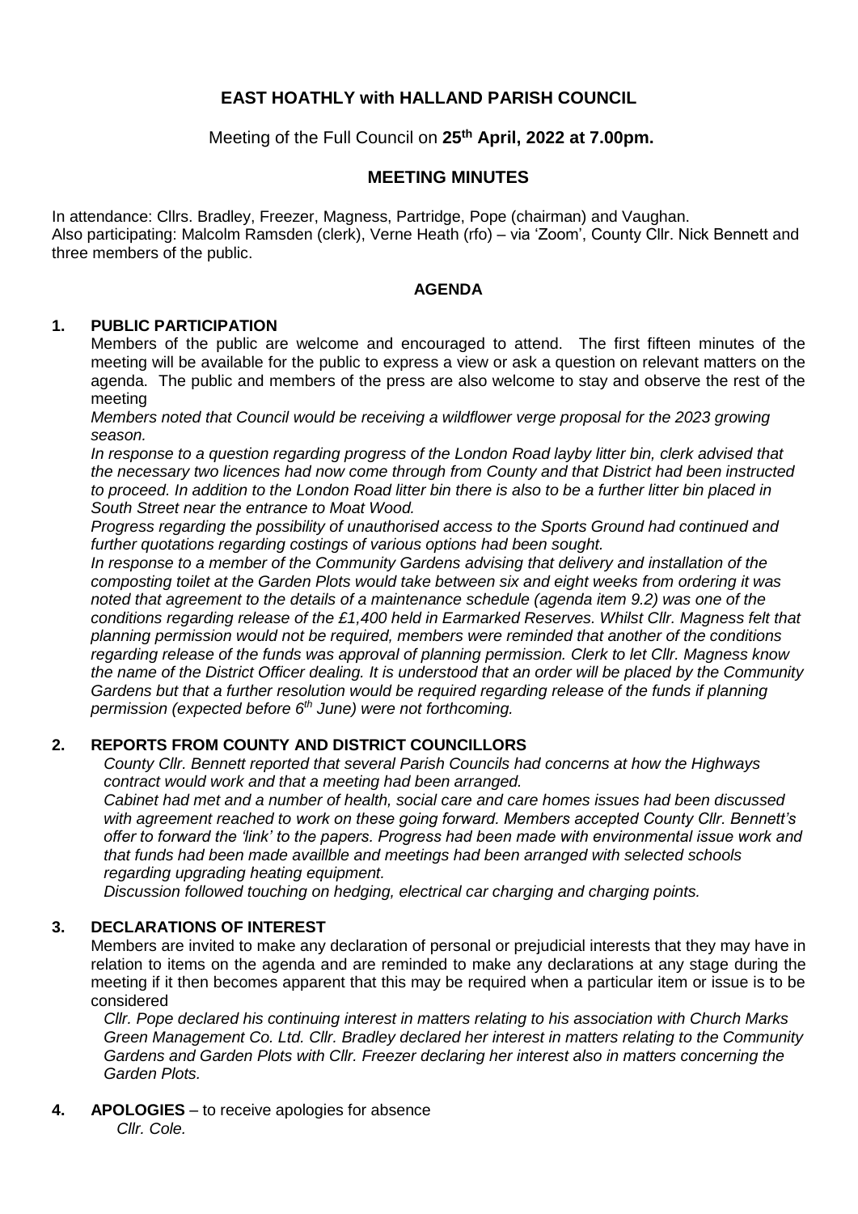# EAST HOATHLY with HALLAND PARISH COUNCIL

Meeting of the Full Council on **25th April, 2022 at 7.00pm.**

## MEETING MINUTES

In attendance: Cllrs. Bradley, Freezer, Magness, Partridge, Pope (chairman) and Vaughan.
Also participating: Malcolm Ramsden (clerk), Verne Heath (rfo) – via 'Zoom', County Cllr. Nick Bennett and three members of the public.

### AGENDA

**1. PUBLIC PARTICIPATION**

Members of the public are welcome and encouraged to attend. The first fifteen minutes of the meeting will be available for the public to express a view or ask a question on relevant matters on the agenda. The public and members of the press are also welcome to stay and observe the rest of the meeting

*Members noted that Council would be receiving a wildflower verge proposal for the 2023 growing season.*

*In response to a question regarding progress of the London Road layby litter bin, clerk advised that the necessary two licences had now come through from County and that District had been instructed to proceed. In addition to the London Road litter bin there is also to be a further litter bin placed in South Street near the entrance to Moat Wood.*

*Progress regarding the possibility of unauthorised access to the Sports Ground had continued and further quotations regarding costings of various options had been sought.*

*In response to a member of the Community Gardens advising that delivery and installation of the composting toilet at the Garden Plots would take between six and eight weeks from ordering it was noted that agreement to the details of a maintenance schedule (agenda item 9.2) was one of the conditions regarding release of the £1,400 held in Earmarked Reserves. Whilst Cllr. Magness felt that planning permission would not be required, members were reminded that another of the conditions regarding release of the funds was approval of planning permission. Clerk to let Cllr. Magness know the name of the District Officer dealing. It is understood that an order will be placed by the Community Gardens but that a further resolution would be required regarding release of the funds if planning permission (expected before 6th June) were not forthcoming.*

**2. REPORTS FROM COUNTY AND DISTRICT COUNCILLORS**

*County Cllr. Bennett reported that several Parish Councils had concerns at how the Highways contract would work and that a meeting had been arranged.*

*Cabinet had met and a number of health, social care and care homes issues had been discussed with agreement reached to work on these going forward. Members accepted County Cllr. Bennett's offer to forward the 'link' to the papers. Progress had been made with environmental issue work and that funds had been made availlble and meetings had been arranged with selected schools regarding upgrading heating equipment.*

*Discussion followed touching on hedging, electrical car charging and charging points.*

**3. DECLARATIONS OF INTEREST**

Members are invited to make any declaration of personal or prejudicial interests that they may have in relation to items on the agenda and are reminded to make any declarations at any stage during the meeting if it then becomes apparent that this may be required when a particular item or issue is to be considered

*Cllr. Pope declared his continuing interest in matters relating to his association with Church Marks Green Management Co. Ltd. Cllr. Bradley declared her interest in matters relating to the Community Gardens and Garden Plots with Cllr. Freezer declaring her interest also in matters concerning the Garden Plots.*

**4. APOLOGIES** – to receive apologies for absence

*Cllr. Cole.*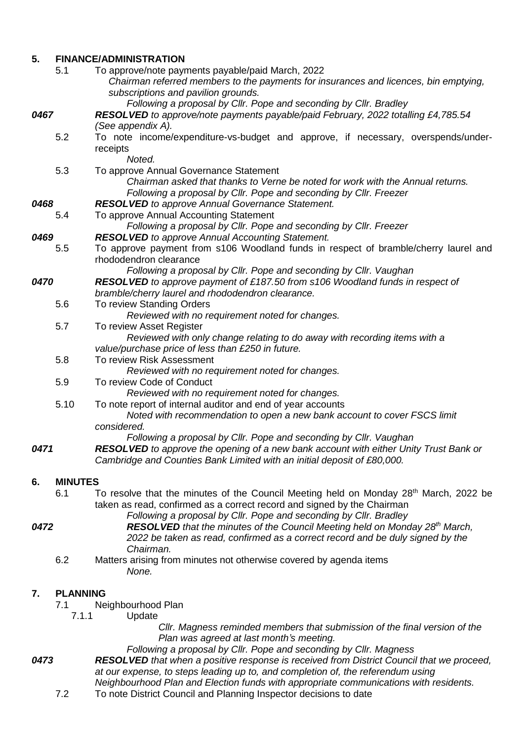## 5. FINANCE/ADMINISTRATION

5.1 To approve/note payments payable/paid March, 2022

*Chairman referred members to the payments for insurances and licences, bin emptying, subscriptions and pavilion grounds.*

*Following a proposal by Cllr. Pope and seconding by Cllr. Bradley*

***0467*** ***RESOLVED** to approve/note payments payable/paid February, 2022 totalling £4,785.54 (See appendix A).*

5.2 To note income/expenditure-vs-budget and approve, if necessary, overspends/under-receipts

*Noted.*

5.3 To approve Annual Governance Statement

*Chairman asked that thanks to Verne be noted for work with the Annual returns.*

*Following a proposal by Cllr. Pope and seconding by Cllr. Freezer*

***0468*** ***RESOLVED** to approve Annual Governance Statement.*

5.4 To approve Annual Accounting Statement

*Following a proposal by Cllr. Pope and seconding by Cllr. Freezer*

***0469*** ***RESOLVED** to approve Annual Accounting Statement.*

5.5 To approve payment from s106 Woodland funds in respect of bramble/cherry laurel and rhododendron clearance

*Following a proposal by Cllr. Pope and seconding by Cllr. Vaughan*

***0470*** ***RESOLVED** to approve payment of £187.50 from s106 Woodland funds in respect of bramble/cherry laurel and rhododendron clearance.*

5.6 To review Standing Orders

*Reviewed with no requirement noted for changes.*

5.7 To review Asset Register

*Reviewed with only change relating to do away with recording items with a value/purchase price of less than £250 in future.*

5.8 To review Risk Assessment

*Reviewed with no requirement noted for changes.*

5.9 To review Code of Conduct

*Reviewed with no requirement noted for changes.*

5.10 To note report of internal auditor and end of year accounts

*Noted with recommendation to open a new bank account to cover FSCS limit considered.*

*Following a proposal by Cllr. Pope and seconding by Cllr. Vaughan*

***0471*** ***RESOLVED** to approve the opening of a new bank account with either Unity Trust Bank or Cambridge and Counties Bank Limited with an initial deposit of £80,000.*

## 6. MINUTES

6.1 To resolve that the minutes of the Council Meeting held on Monday 28th March, 2022 be taken as read, confirmed as a correct record and signed by the Chairman

*Following a proposal by Cllr. Pope and seconding by Cllr. Bradley*

***0472*** ***RESOLVED** that the minutes of the Council Meeting held on Monday 28th March, 2022 be taken as read, confirmed as a correct record and be duly signed by the Chairman.*

6.2 Matters arising from minutes not otherwise covered by agenda items

*None.*

## 7. PLANNING

7.1 Neighbourhood Plan

7.1.1 Update

*Cllr. Magness reminded members that submission of the final version of the Plan was agreed at last month's meeting.*

*Following a proposal by Cllr. Pope and seconding by Cllr. Magness*

***0473*** ***RESOLVED** that when a positive response is received from District Council that we proceed, at our expense, to steps leading up to, and completion of, the referendum using Neighbourhood Plan and Election funds with appropriate communications with residents.*

7.2 To note District Council and Planning Inspector decisions to date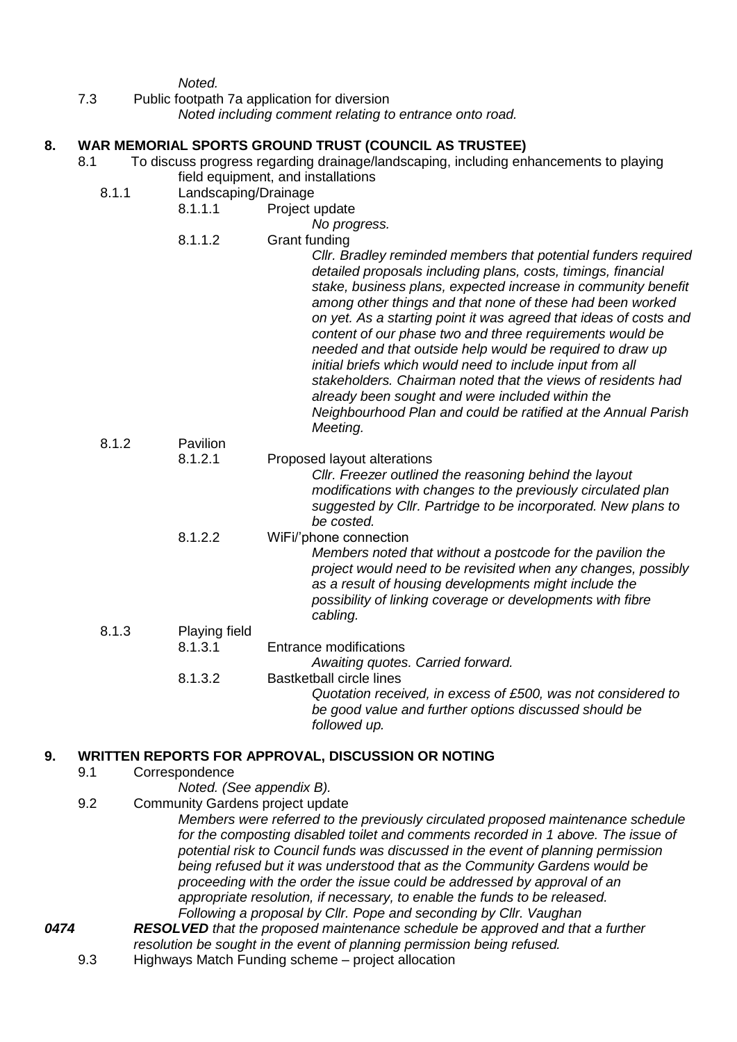*Noted.*

7.3 Public footpath 7a application for diversion

*Noted including comment relating to entrance onto road.*

## 8. WAR MEMORIAL SPORTS GROUND TRUST (COUNCIL AS TRUSTEE)

8.1 To discuss progress regarding drainage/landscaping, including enhancements to playing field equipment, and installations

8.1.1 Landscaping/Drainage

8.1.1.1 Project update

*No progress.*

8.1.1.2 Grant funding

*Cllr. Bradley reminded members that potential funders required detailed proposals including plans, costs, timings, financial stake, business plans, expected increase in community benefit among other things and that none of these had been worked on yet. As a starting point it was agreed that ideas of costs and content of our phase two and three requirements would be needed and that outside help would be required to draw up initial briefs which would need to include input from all stakeholders. Chairman noted that the views of residents had already been sought and were included within the Neighbourhood Plan and could be ratified at the Annual Parish Meeting.*

8.1.2 Pavilion

8.1.2.1 Proposed layout alterations

*Cllr. Freezer outlined the reasoning behind the layout modifications with changes to the previously circulated plan suggested by Cllr. Partridge to be incorporated. New plans to be costed.*

8.1.2.2 WiFi/'phone connection

*Members noted that without a postcode for the pavilion the project would need to be revisited when any changes, possibly as a result of housing developments might include the possibility of linking coverage or developments with fibre cabling.*

8.1.3 Playing field

8.1.3.1 Entrance modifications

*Awaiting quotes. Carried forward.*

8.1.3.2 Bastketball circle lines

*Quotation received, in excess of £500, was not considered to be good value and further options discussed should be followed up.*

## 9. WRITTEN REPORTS FOR APPROVAL, DISCUSSION OR NOTING

9.1 Correspondence

*Noted. (See appendix B).*

9.2 Community Gardens project update

*Members were referred to the previously circulated proposed maintenance schedule for the composting disabled toilet and comments recorded in 1 above. The issue of potential risk to Council funds was discussed in the event of planning permission being refused but it was understood that as the Community Gardens would be proceeding with the order the issue could be addressed by approval of an appropriate resolution, if necessary, to enable the funds to be released. Following a proposal by Cllr. Pope and seconding by Cllr. Vaughan*

***0474*** ***RESOLVED*** *that the proposed maintenance schedule be approved and that a further resolution be sought in the event of planning permission being refused.*

9.3 Highways Match Funding scheme – project allocation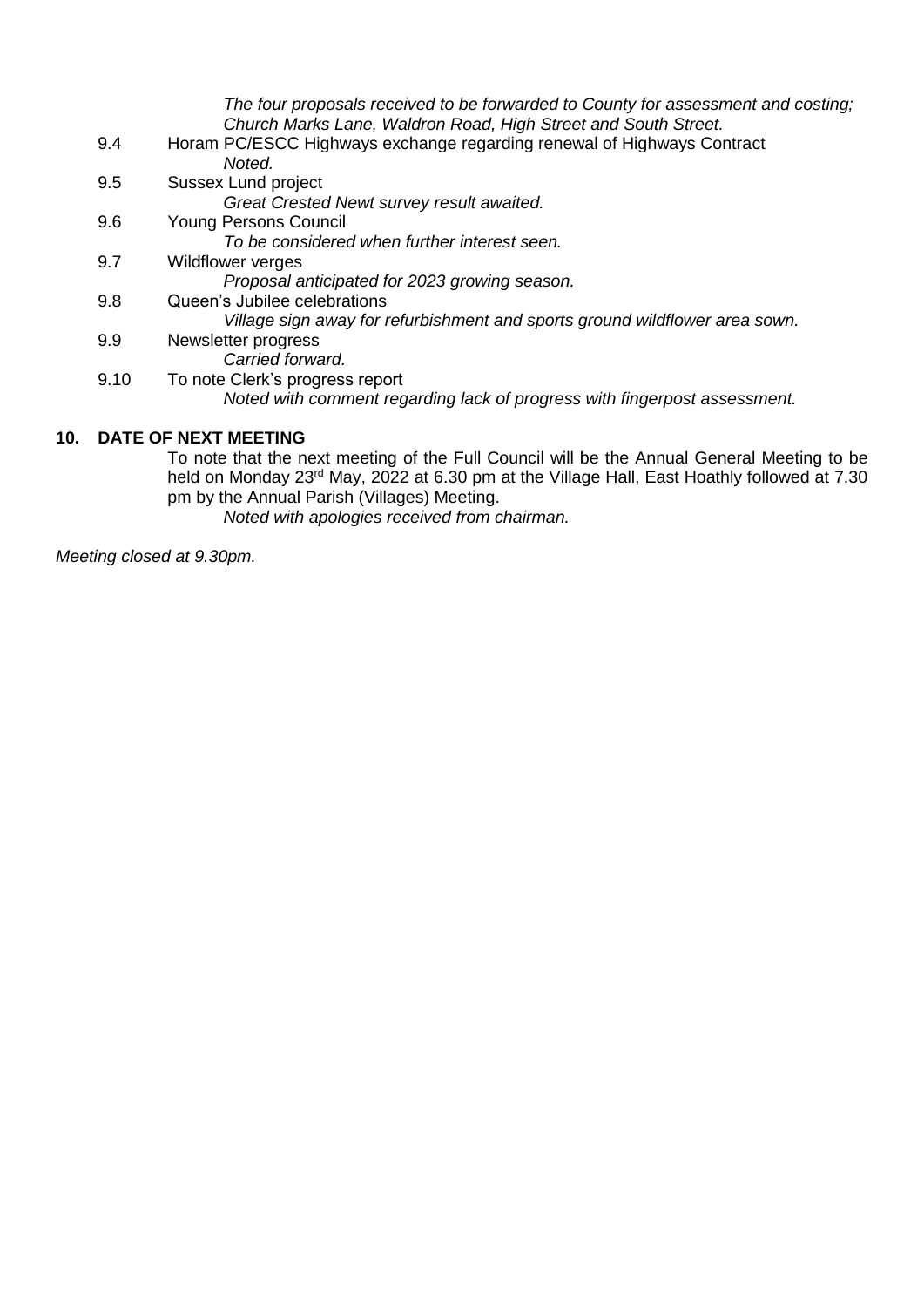*The four proposals received to be forwarded to County for assessment and costing; Church Marks Lane, Waldron Road, High Street and South Street.*

9.4 Horam PC/ESCC Highways exchange regarding renewal of Highways Contract

*Noted.*

9.5 Sussex Lund project

*Great Crested Newt survey result awaited.*

9.6 Young Persons Council

*To be considered when further interest seen.*

9.7 Wildflower verges

*Proposal anticipated for 2023 growing season.*

9.8 Queen's Jubilee celebrations

*Village sign away for refurbishment and sports ground wildflower area sown.*

9.9 Newsletter progress

*Carried forward.*

9.10 To note Clerk's progress report

*Noted with comment regarding lack of progress with fingerpost assessment.*

## 10. DATE OF NEXT MEETING

To note that the next meeting of the Full Council will be the Annual General Meeting to be held on Monday 23rd May, 2022 at 6.30 pm at the Village Hall, East Hoathly followed at 7.30 pm by the Annual Parish (Villages) Meeting.

*Noted with apologies received from chairman.*

*Meeting closed at 9.30pm.*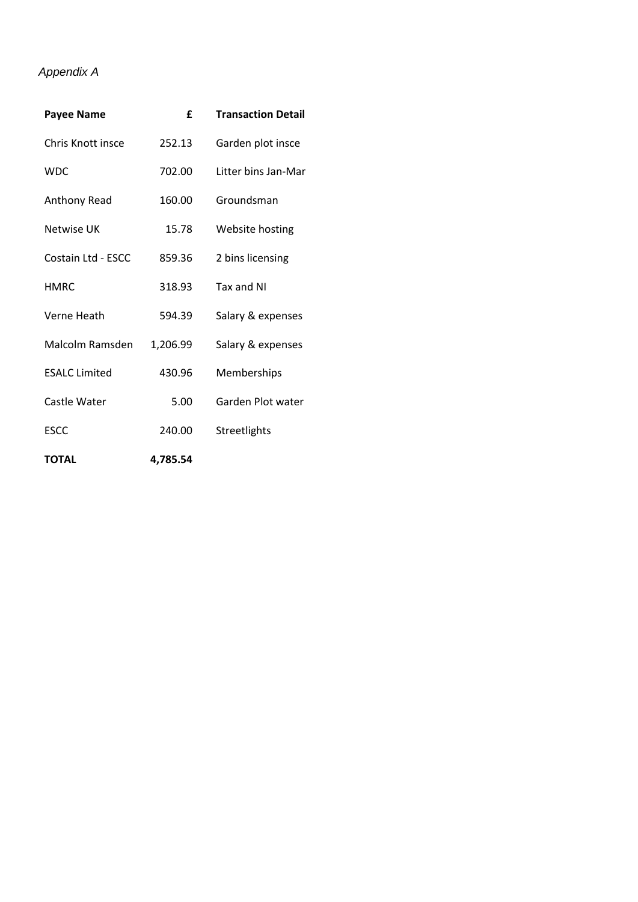*Appendix A*

| Payee Name | £ | Transaction Detail |
|---|---|---|
| Chris Knott insce | 252.13 | Garden plot insce |
| WDC | 702.00 | Litter bins Jan-Mar |
| Anthony Read | 160.00 | Groundsman |
| Netwise UK | 15.78 | Website hosting |
| Costain Ltd - ESCC | 859.36 | 2 bins licensing |
| HMRC | 318.93 | Tax and NI |
| Verne Heath | 594.39 | Salary & expenses |
| Malcolm Ramsden | 1,206.99 | Salary & expenses |
| ESALC Limited | 430.96 | Memberships |
| Castle Water | 5.00 | Garden Plot water |
| ESCC | 240.00 | Streetlights |
| **TOTAL** | **4,785.54** | |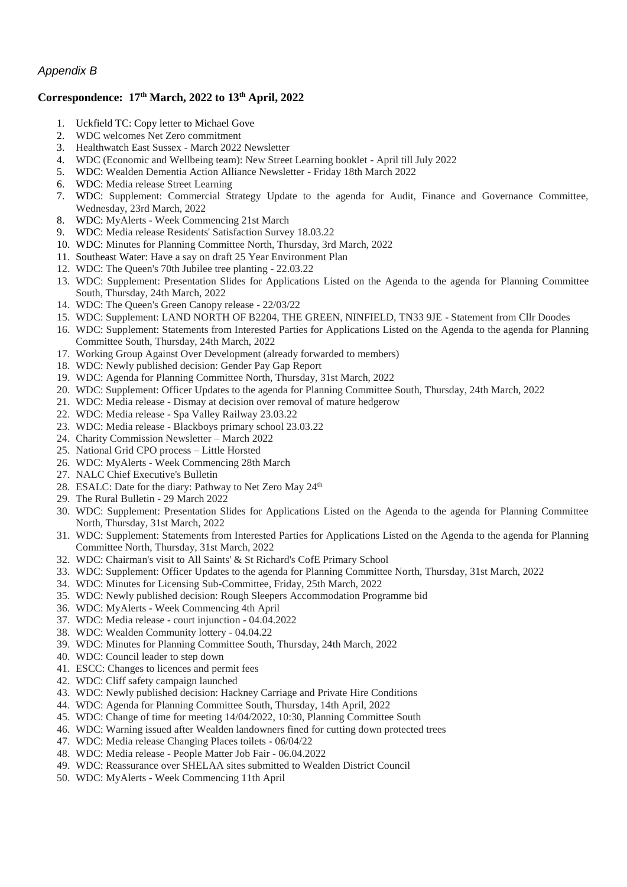*Appendix B*

**Correspondence: 17th March, 2022 to 13th April, 2022**

1. Uckfield TC: Copy letter to Michael Gove
2. WDC welcomes Net Zero commitment
3. Healthwatch East Sussex - March 2022 Newsletter
4. WDC (Economic and Wellbeing team): New Street Learning booklet - April till July 2022
5. WDC: Wealden Dementia Action Alliance Newsletter - Friday 18th March 2022
6. WDC: Media release Street Learning
7. WDC: Supplement: Commercial Strategy Update to the agenda for Audit, Finance and Governance Committee, Wednesday, 23rd March, 2022
8. WDC: MyAlerts - Week Commencing 21st March
9. WDC: Media release Residents' Satisfaction Survey 18.03.22
10. WDC: Minutes for Planning Committee North, Thursday, 3rd March, 2022
11. Southeast Water: Have a say on draft 25 Year Environment Plan
12. WDC: The Queen's 70th Jubilee tree planting - 22.03.22
13. WDC: Supplement: Presentation Slides for Applications Listed on the Agenda to the agenda for Planning Committee South, Thursday, 24th March, 2022
14. WDC: The Queen's Green Canopy release - 22/03/22
15. WDC: Supplement: LAND NORTH OF B2204, THE GREEN, NINFIELD, TN33 9JE - Statement from Cllr Doodes
16. WDC: Supplement: Statements from Interested Parties for Applications Listed on the Agenda to the agenda for Planning Committee South, Thursday, 24th March, 2022
17. Working Group Against Over Development (already forwarded to members)
18. WDC: Newly published decision: Gender Pay Gap Report
19. WDC: Agenda for Planning Committee North, Thursday, 31st March, 2022
20. WDC: Supplement: Officer Updates to the agenda for Planning Committee South, Thursday, 24th March, 2022
21. WDC: Media release - Dismay at decision over removal of mature hedgerow
22. WDC: Media release - Spa Valley Railway 23.03.22
23. WDC: Media release - Blackboys primary school 23.03.22
24. Charity Commission Newsletter – March 2022
25. National Grid CPO process – Little Horsted
26. WDC: MyAlerts - Week Commencing 28th March
27. NALC Chief Executive's Bulletin
28. ESALC: Date for the diary: Pathway to Net Zero May 24th
29. The Rural Bulletin - 29 March 2022
30. WDC: Supplement: Presentation Slides for Applications Listed on the Agenda to the agenda for Planning Committee North, Thursday, 31st March, 2022
31. WDC: Supplement: Statements from Interested Parties for Applications Listed on the Agenda to the agenda for Planning Committee North, Thursday, 31st March, 2022
32. WDC: Chairman's visit to All Saints' & St Richard's CofE Primary School
33. WDC: Supplement: Officer Updates to the agenda for Planning Committee North, Thursday, 31st March, 2022
34. WDC: Minutes for Licensing Sub-Committee, Friday, 25th March, 2022
35. WDC: Newly published decision: Rough Sleepers Accommodation Programme bid
36. WDC: MyAlerts - Week Commencing 4th April
37. WDC: Media release - court injunction - 04.04.2022
38. WDC: Wealden Community lottery - 04.04.22
39. WDC: Minutes for Planning Committee South, Thursday, 24th March, 2022
40. WDC: Council leader to step down
41. ESCC: Changes to licences and permit fees
42. WDC: Cliff safety campaign launched
43. WDC: Newly published decision: Hackney Carriage and Private Hire Conditions
44. WDC: Agenda for Planning Committee South, Thursday, 14th April, 2022
45. WDC: Change of time for meeting 14/04/2022, 10:30, Planning Committee South
46. WDC: Warning issued after Wealden landowners fined for cutting down protected trees
47. WDC: Media release Changing Places toilets - 06/04/22
48. WDC: Media release - People Matter Job Fair - 06.04.2022
49. WDC: Reassurance over SHELAA sites submitted to Wealden District Council
50. WDC: MyAlerts - Week Commencing 11th April